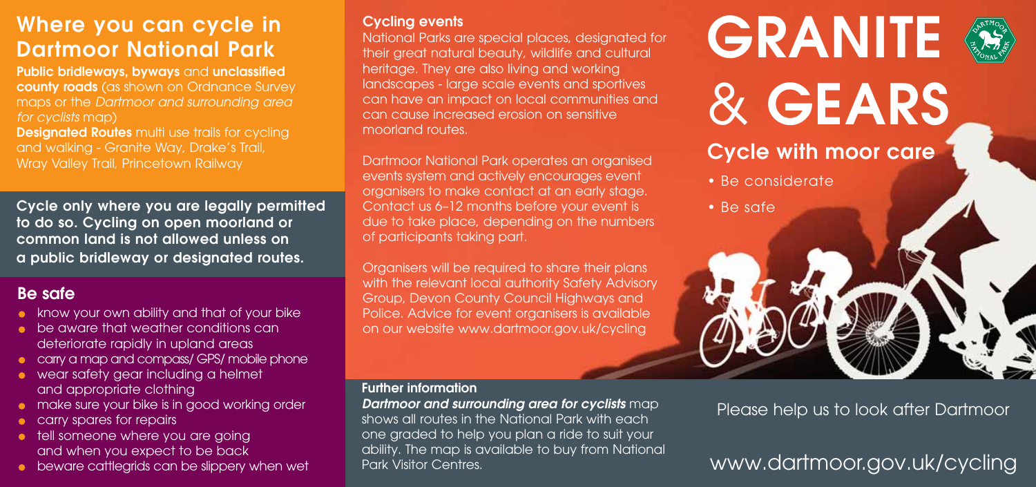## Where you can cycle in Dartmoor National Park

**Public bridleways, byways** and **unclassified county roads** (as shown on Ordnance Survey maps or the *Dartmoor and surrounding area for cyclists* map)

**Designated Routes** multi use trails for cycling and walking - Granite Way, Drake's Trail, Wray Valley Trail, Princetown Railway

**Cycle only where you are legally permitted to do so. Cycling on open moorland or common land is not allowed unless on a public bridleway or designated routes.**

## Be safe

- know your own ability and that of your bike
- be aware that weather conditions can deteriorate rapidly in upland areas
- carry a map and compass/ GPS/ mobile phone
- wear safety gear including a helmet and appropriate clothing
- make sure your bike is in good working order
- carry spares for repairs
- tell someone where you are going and when you expect to be back
- beware cattlegrids can be slippery when wet

### Cycling events

National Parks are special places, designated for their great natural beauty, wildlife and cultural heritage. They are also living and working landscapes - large scale events and sportives can have an impact on local communities and can cause increased erosion on sensitive moorland routes.

Dartmoor National Park operates an organised events system and actively encourages event organisers to make contact at an early stage. Contact us 6–12 months before your event is due to take place, depending on the numbers of participants taking part.

Organisers will be required to share their plans with the relevant local authority Safety Advisory Group, Devon County Council Highways and Police. Advice for event organisers is available on our website www.dartmoor.gov.uk/cycling

### Further information

***Dartmoor and surrounding area for cyclists*** map shows all routes in the National Park with each one graded to help you plan a ride to suit your ability. The map is available to buy from National Park Visitor Centres.

# GRANITE & GEARS

## Cycle with moor care

- Be considerate
- Be safe

Please help us to look after Dartmoor

www.dartmoor.gov.uk/cycling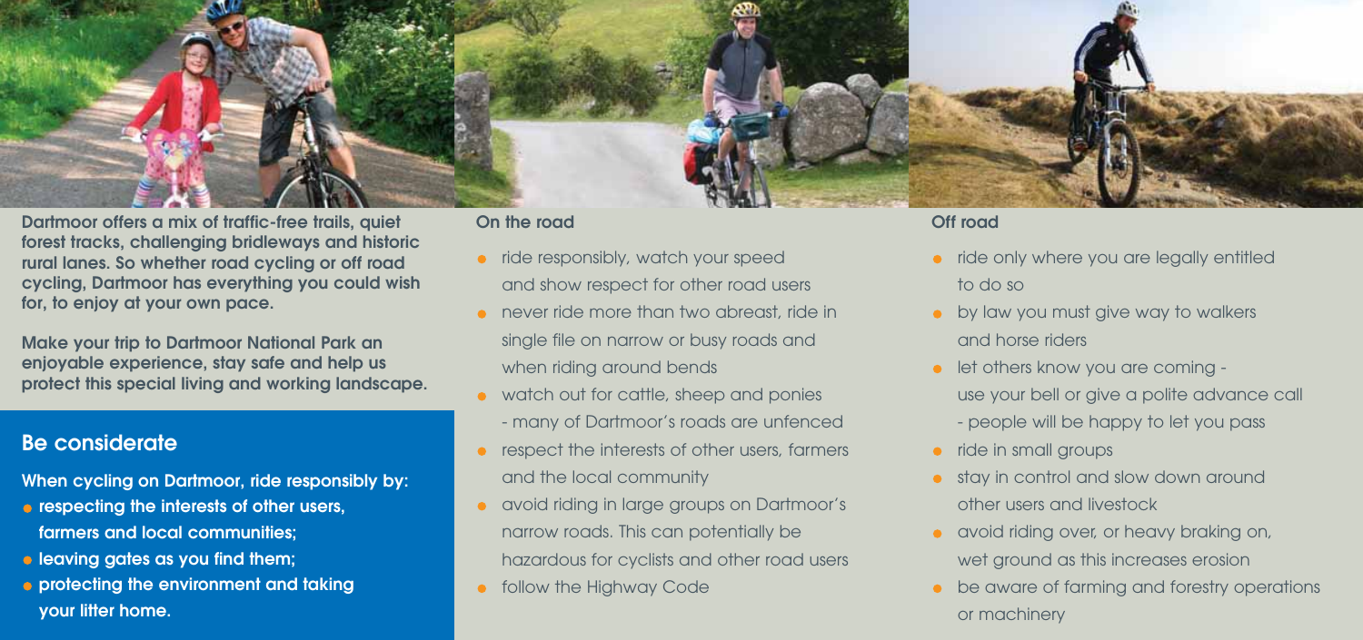**Dartmoor offers a mix of traffic-free trails, quiet forest tracks, challenging bridleways and historic rural lanes. So whether road cycling or off road cycling, Dartmoor has everything you could wish for, to enjoy at your own pace.**

**Make your trip to Dartmoor National Park an enjoyable experience, stay safe and help us protect this special living and working landscape.**

## Be considerate

**When cycling on Dartmoor, ride responsibly by:**

- **respecting the interests of other users, farmers and local communities;**
- **leaving gates as you find them;**
- **protecting the environment and taking your litter home.**

### On the road

- ride responsibly, watch your speed and show respect for other road users
- never ride more than two abreast, ride in single file on narrow or busy roads and when riding around bends
- watch out for cattle, sheep and ponies - many of Dartmoor's roads are unfenced
- respect the interests of other users, farmers and the local community
- avoid riding in large groups on Dartmoor's narrow roads. This can potentially be hazardous for cyclists and other road users
- follow the Highway Code

### Off road

- ride only where you are legally entitled to do so
- by law you must give way to walkers and horse riders
- let others know you are coming - use your bell or give a polite advance call - people will be happy to let you pass
- ride in small groups
- stay in control and slow down around other users and livestock
- avoid riding over, or heavy braking on, wet ground as this increases erosion
- be aware of farming and forestry operations or machinery